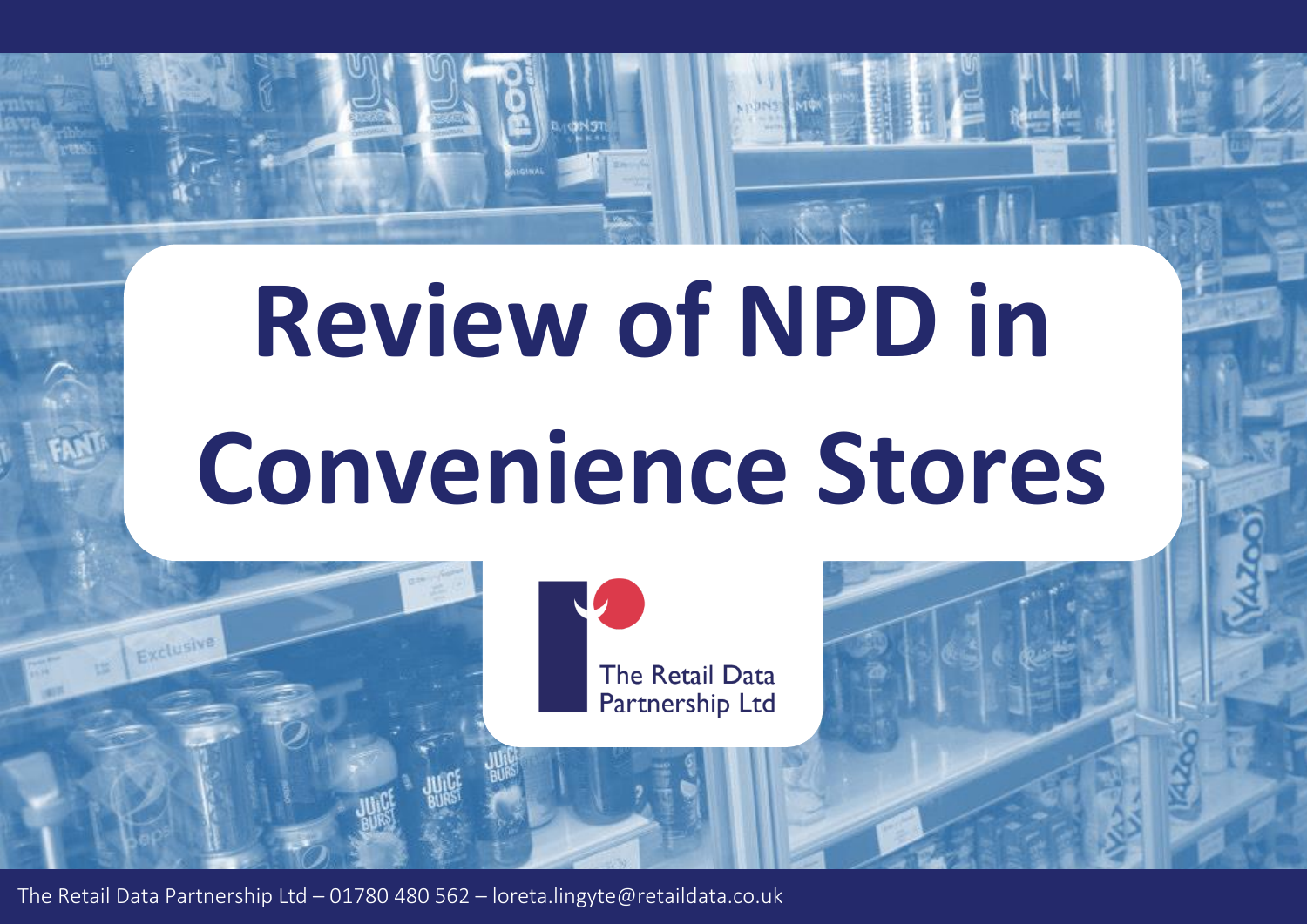# Review of NPD in Convenience Stores

The Retail Data Partnership Ltd

The Retail Data Partnership Ltd – 01780 480 562 – loreta.lingyte@retaildata.co.uk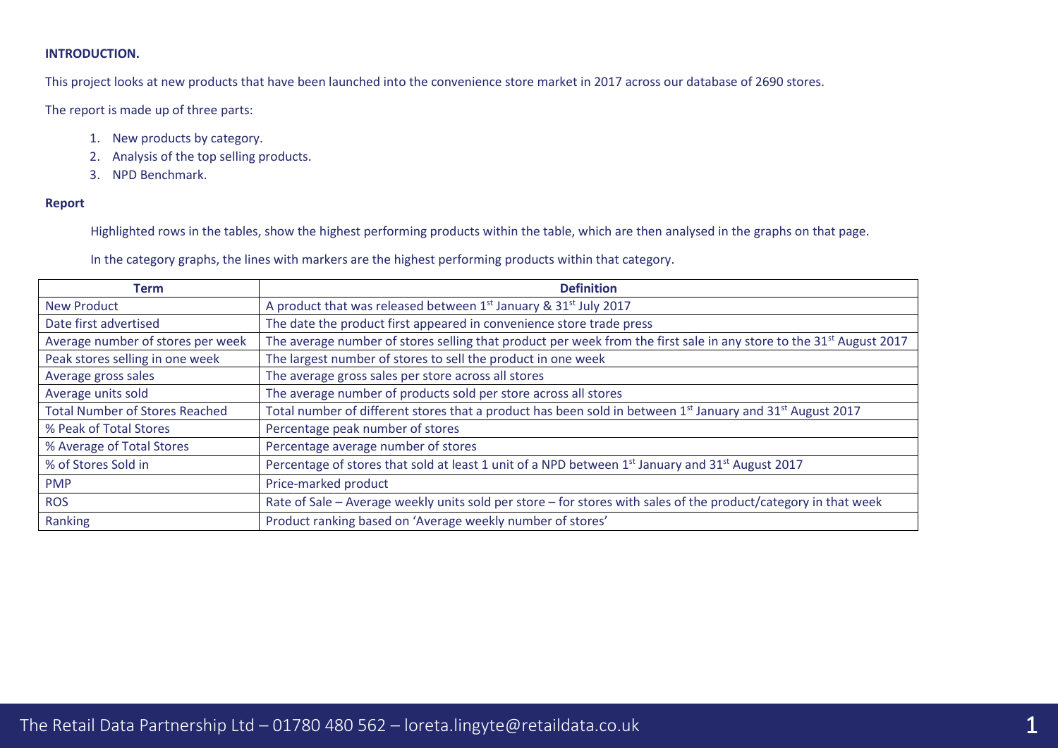**INTRODUCTION.**

This project looks at new products that have been launched into the convenience store market in 2017 across our database of 2690 stores.

The report is made up of three parts:

1. New products by category.
2. Analysis of the top selling products.
3. NPD Benchmark.

**Report**

Highlighted rows in the tables, show the highest performing products within the table, which are then analysed in the graphs on that page.

In the category graphs, the lines with markers are the highest performing products within that category.

| Term | Definition |
|---|---|
| New Product | A product that was released between 1st January & 31st July 2017 |
| Date first advertised | The date the product first appeared in convenience store trade press |
| Average number of stores per week | The average number of stores selling that product per week from the first sale in any store to the 31st August 2017 |
| Peak stores selling in one week | The largest number of stores to sell the product in one week |
| Average gross sales | The average gross sales per store across all stores |
| Average units sold | The average number of products sold per store across all stores |
| Total Number of Stores Reached | Total number of different stores that a product has been sold in between 1st January and 31st August 2017 |
| % Peak of Total Stores | Percentage peak number of stores |
| % Average of Total Stores | Percentage average number of stores |
| % of Stores Sold in | Percentage of stores that sold at least 1 unit of a NPD between 1st January and 31st August 2017 |
| PMP | Price-marked product |
| ROS | Rate of Sale – Average weekly units sold per store – for stores with sales of the product/category in that week |
| Ranking | Product ranking based on 'Average weekly number of stores' |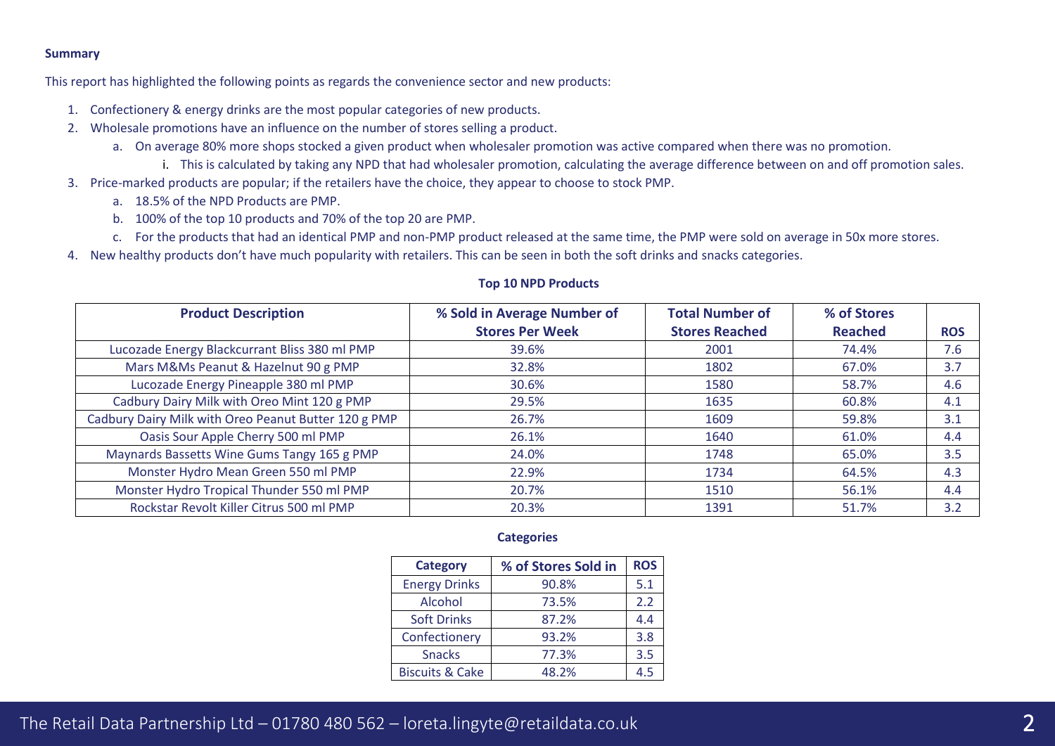**Summary**

This report has highlighted the following points as regards the convenience sector and new products:

1. Confectionery & energy drinks are the most popular categories of new products.
2. Wholesale promotions have an influence on the number of stores selling a product.
   a. On average 80% more shops stocked a given product when wholesaler promotion was active compared when there was no promotion.
      i. This is calculated by taking any NPD that had wholesaler promotion, calculating the average difference between on and off promotion sales.
3. Price-marked products are popular; if the retailers have the choice, they appear to choose to stock PMP.
   a. 18.5% of the NPD Products are PMP.
   b. 100% of the top 10 products and 70% of the top 20 are PMP.
   c. For the products that had an identical PMP and non-PMP product released at the same time, the PMP were sold on average in 50x more stores.
4. New healthy products don't have much popularity with retailers. This can be seen in both the soft drinks and snacks categories.

**Top 10 NPD Products**

| Product Description | % Sold in Average Number of Stores Per Week | Total Number of Stores Reached | % of Stores Reached | ROS |
|---|---|---|---|---|
| Lucozade Energy Blackcurrant Bliss 380 ml PMP | 39.6% | 2001 | 74.4% | 7.6 |
| Mars M&Ms Peanut & Hazelnut 90 g PMP | 32.8% | 1802 | 67.0% | 3.7 |
| Lucozade Energy Pineapple 380 ml PMP | 30.6% | 1580 | 58.7% | 4.6 |
| Cadbury Dairy Milk with Oreo Mint 120 g PMP | 29.5% | 1635 | 60.8% | 4.1 |
| Cadbury Dairy Milk with Oreo Peanut Butter 120 g PMP | 26.7% | 1609 | 59.8% | 3.1 |
| Oasis Sour Apple Cherry 500 ml PMP | 26.1% | 1640 | 61.0% | 4.4 |
| Maynards Bassetts Wine Gums Tangy 165 g PMP | 24.0% | 1748 | 65.0% | 3.5 |
| Monster Hydro Mean Green 550 ml PMP | 22.9% | 1734 | 64.5% | 4.3 |
| Monster Hydro Tropical Thunder 550 ml PMP | 20.7% | 1510 | 56.1% | 4.4 |
| Rockstar Revolt Killer Citrus 500 ml PMP | 20.3% | 1391 | 51.7% | 3.2 |

**Categories**

| Category | % of Stores Sold in | ROS |
|---|---|---|
| Energy Drinks | 90.8% | 5.1 |
| Alcohol | 73.5% | 2.2 |
| Soft Drinks | 87.2% | 4.4 |
| Confectionery | 93.2% | 3.8 |
| Snacks | 77.3% | 3.5 |
| Biscuits & Cake | 48.2% | 4.5 |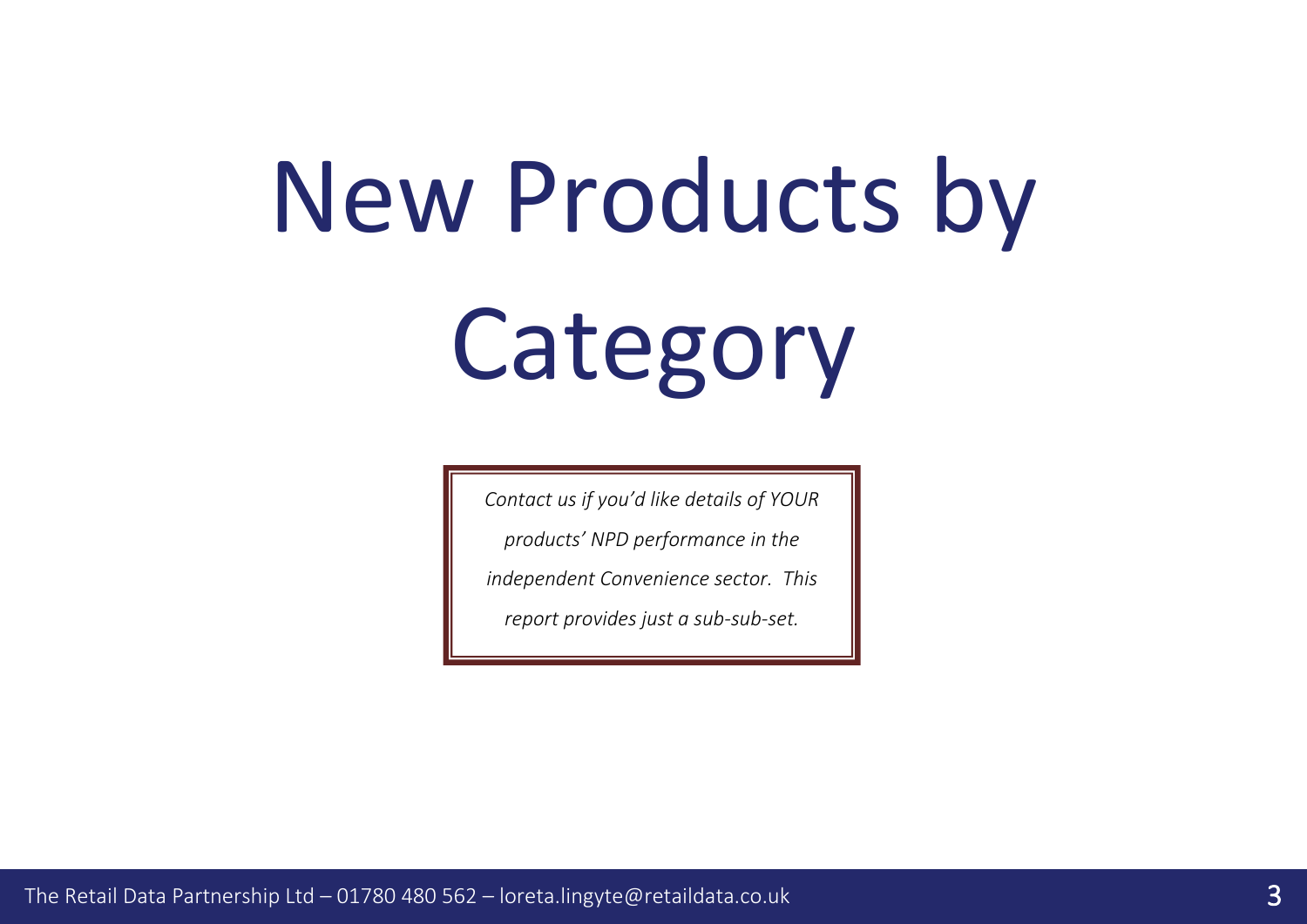# New Products by Category

*Contact us if you'd like details of YOUR products' NPD performance in the independent Convenience sector. This report provides just a sub-sub-set.*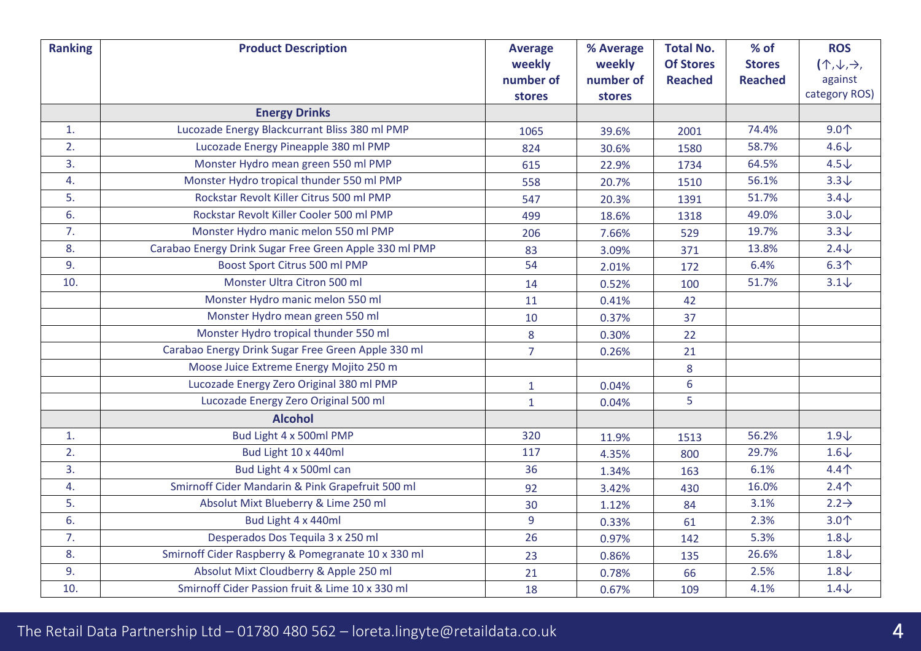| Ranking | Product Description | Average weekly number of stores | % Average weekly number of stores | Total No. Of Stores Reached | % of Stores Reached | ROS (↑,↓,→, against category ROS) |
|---|---|---|---|---|---|---|
| | **Energy Drinks** | | | | | |
| 1. | Lucozade Energy Blackcurrant Bliss 380 ml PMP | 1065 | 39.6% | 2001 | 74.4% | 9.0↑ |
| 2. | Lucozade Energy Pineapple 380 ml PMP | 824 | 30.6% | 1580 | 58.7% | 4.6↓ |
| 3. | Monster Hydro mean green 550 ml PMP | 615 | 22.9% | 1734 | 64.5% | 4.5↓ |
| 4. | Monster Hydro tropical thunder 550 ml PMP | 558 | 20.7% | 1510 | 56.1% | 3.3↓ |
| 5. | Rockstar Revolt Killer Citrus 500 ml PMP | 547 | 20.3% | 1391 | 51.7% | 3.4↓ |
| 6. | Rockstar Revolt Killer Cooler 500 ml PMP | 499 | 18.6% | 1318 | 49.0% | 3.0↓ |
| 7. | Monster Hydro manic melon 550 ml PMP | 206 | 7.66% | 529 | 19.7% | 3.3↓ |
| 8. | Carabao Energy Drink Sugar Free Green Apple 330 ml PMP | 83 | 3.09% | 371 | 13.8% | 2.4↓ |
| 9. | Boost Sport Citrus 500 ml PMP | 54 | 2.01% | 172 | 6.4% | 6.3↑ |
| 10. | Monster Ultra Citron 500 ml | 14 | 0.52% | 100 | 51.7% | 3.1↓ |
| | Monster Hydro manic melon 550 ml | 11 | 0.41% | 42 | | |
| | Monster Hydro mean green 550 ml | 10 | 0.37% | 37 | | |
| | Monster Hydro tropical thunder 550 ml | 8 | 0.30% | 22 | | |
| | Carabao Energy Drink Sugar Free Green Apple 330 ml | 7 | 0.26% | 21 | | |
| | Moose Juice Extreme Energy Mojito 250 m | | | 8 | | |
| | Lucozade Energy Zero Original 380 ml PMP | 1 | 0.04% | 6 | | |
| | Lucozade Energy Zero Original 500 ml | 1 | 0.04% | 5 | | |
| | **Alcohol** | | | | | |
| 1. | Bud Light 4 x 500ml PMP | 320 | 11.9% | 1513 | 56.2% | 1.9↓ |
| 2. | Bud Light 10 x 440ml | 117 | 4.35% | 800 | 29.7% | 1.6↓ |
| 3. | Bud Light 4 x 500ml can | 36 | 1.34% | 163 | 6.1% | 4.4↑ |
| 4. | Smirnoff Cider Mandarin & Pink Grapefruit 500 ml | 92 | 3.42% | 430 | 16.0% | 2.4↑ |
| 5. | Absolut Mixt Blueberry & Lime 250 ml | 30 | 1.12% | 84 | 3.1% | 2.2→ |
| 6. | Bud Light 4 x 440ml | 9 | 0.33% | 61 | 2.3% | 3.0↑ |
| 7. | Desperados Dos Tequila 3 x 250 ml | 26 | 0.97% | 142 | 5.3% | 1.8↓ |
| 8. | Smirnoff Cider Raspberry & Pomegranate 10 x 330 ml | 23 | 0.86% | 135 | 26.6% | 1.8↓ |
| 9. | Absolut Mixt Cloudberry & Apple 250 ml | 21 | 0.78% | 66 | 2.5% | 1.8↓ |
| 10. | Smirnoff Cider Passion fruit & Lime 10 x 330 ml | 18 | 0.67% | 109 | 4.1% | 1.4↓ |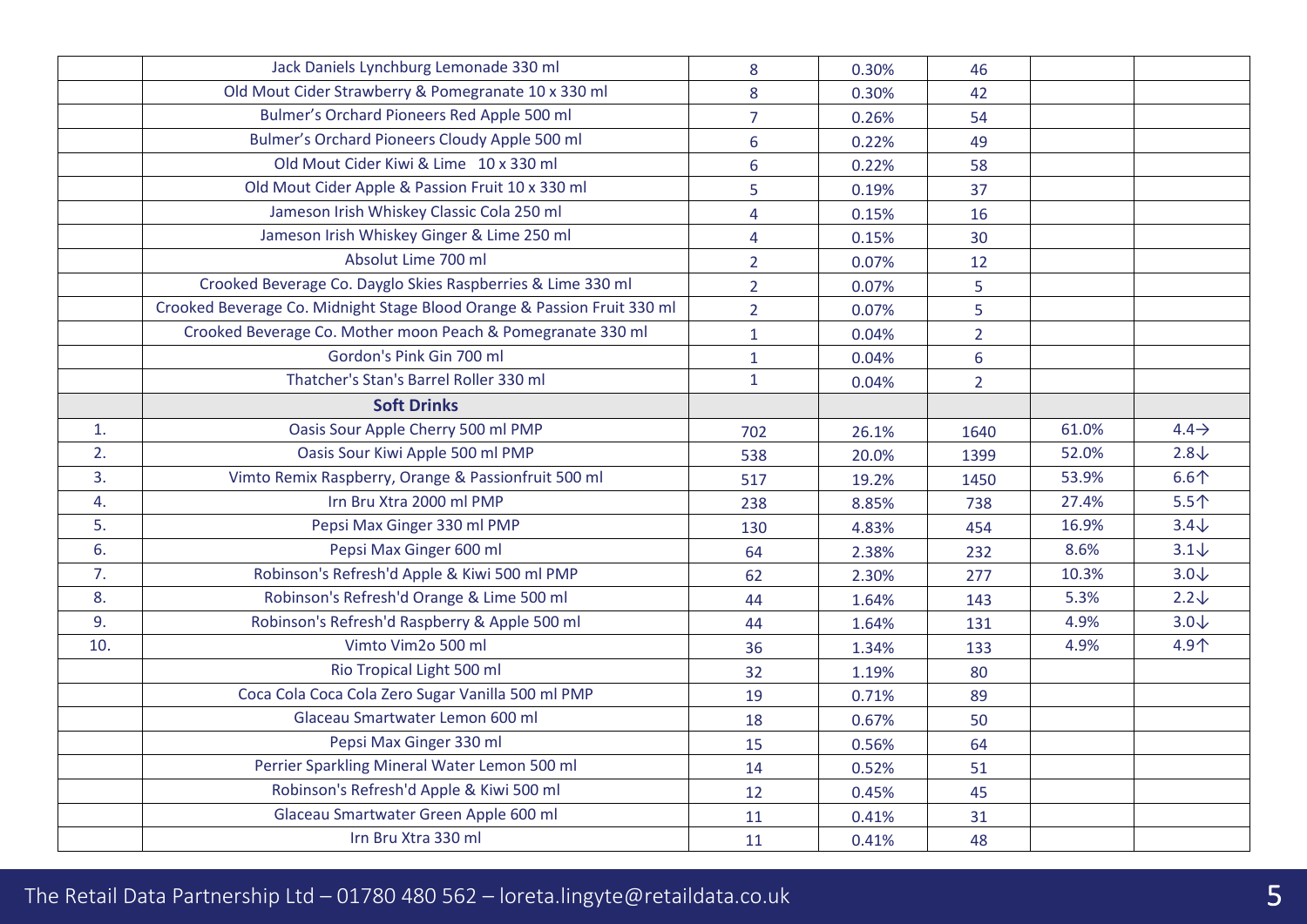| | | | | | | |
|---|---|---|---|---|---|---|
| | Jack Daniels Lynchburg Lemonade 330 ml | 8 | 0.30% | 46 | | |
| | Old Mout Cider Strawberry & Pomegranate 10 x 330 ml | 8 | 0.30% | 42 | | |
| | Bulmer's Orchard Pioneers Red Apple 500 ml | 7 | 0.26% | 54 | | |
| | Bulmer's Orchard Pioneers Cloudy Apple 500 ml | 6 | 0.22% | 49 | | |
| | Old Mout Cider Kiwi & Lime 10 x 330 ml | 6 | 0.22% | 58 | | |
| | Old Mout Cider Apple & Passion Fruit 10 x 330 ml | 5 | 0.19% | 37 | | |
| | Jameson Irish Whiskey Classic Cola 250 ml | 4 | 0.15% | 16 | | |
| | Jameson Irish Whiskey Ginger & Lime 250 ml | 4 | 0.15% | 30 | | |
| | Absolut Lime 700 ml | 2 | 0.07% | 12 | | |
| | Crooked Beverage Co. Dayglo Skies Raspberries & Lime 330 ml | 2 | 0.07% | 5 | | |
| | Crooked Beverage Co. Midnight Stage Blood Orange & Passion Fruit 330 ml | 2 | 0.07% | 5 | | |
| | Crooked Beverage Co. Mother moon Peach & Pomegranate 330 ml | 1 | 0.04% | 2 | | |
| | Gordon's Pink Gin 700 ml | 1 | 0.04% | 6 | | |
| | Thatcher's Stan's Barrel Roller 330 ml | 1 | 0.04% | 2 | | |
| | **Soft Drinks** | | | | | |
| 1. | Oasis Sour Apple Cherry 500 ml PMP | 702 | 26.1% | 1640 | 61.0% | 4.4→ |
| 2. | Oasis Sour Kiwi Apple 500 ml PMP | 538 | 20.0% | 1399 | 52.0% | 2.8↓ |
| 3. | Vimto Remix Raspberry, Orange & Passionfruit 500 ml | 517 | 19.2% | 1450 | 53.9% | 6.6↑ |
| 4. | Irn Bru Xtra 2000 ml PMP | 238 | 8.85% | 738 | 27.4% | 5.5↑ |
| 5. | Pepsi Max Ginger 330 ml PMP | 130 | 4.83% | 454 | 16.9% | 3.4↓ |
| 6. | Pepsi Max Ginger 600 ml | 64 | 2.38% | 232 | 8.6% | 3.1↓ |
| 7. | Robinson's Refresh'd Apple & Kiwi 500 ml PMP | 62 | 2.30% | 277 | 10.3% | 3.0↓ |
| 8. | Robinson's Refresh'd Orange & Lime 500 ml | 44 | 1.64% | 143 | 5.3% | 2.2↓ |
| 9. | Robinson's Refresh'd Raspberry & Apple 500 ml | 44 | 1.64% | 131 | 4.9% | 3.0↓ |
| 10. | Vimto Vim2o 500 ml | 36 | 1.34% | 133 | 4.9% | 4.9↑ |
| | Rio Tropical Light 500 ml | 32 | 1.19% | 80 | | |
| | Coca Cola Coca Cola Zero Sugar Vanilla 500 ml PMP | 19 | 0.71% | 89 | | |
| | Glaceau Smartwater Lemon 600 ml | 18 | 0.67% | 50 | | |
| | Pepsi Max Ginger 330 ml | 15 | 0.56% | 64 | | |
| | Perrier Sparkling Mineral Water Lemon 500 ml | 14 | 0.52% | 51 | | |
| | Robinson's Refresh'd Apple & Kiwi 500 ml | 12 | 0.45% | 45 | | |
| | Glaceau Smartwater Green Apple 600 ml | 11 | 0.41% | 31 | | |
| | Irn Bru Xtra 330 ml | 11 | 0.41% | 48 | | |

The Retail Data Partnership Ltd – 01780 480 562 – loreta.lingyte@retaildata.co.uk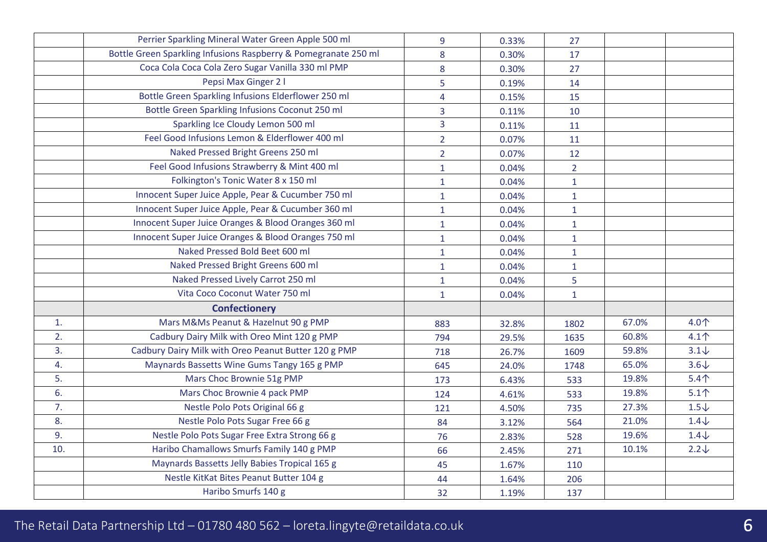| | | | | | | |
|---|---|---|---|---|---|---|
| | Perrier Sparkling Mineral Water Green Apple 500 ml | 9 | 0.33% | 27 | | |
| | Bottle Green Sparkling Infusions Raspberry & Pomegranate 250 ml | 8 | 0.30% | 17 | | |
| | Coca Cola Coca Cola Zero Sugar Vanilla 330 ml PMP | 8 | 0.30% | 27 | | |
| | Pepsi Max Ginger 2 l | 5 | 0.19% | 14 | | |
| | Bottle Green Sparkling Infusions Elderflower 250 ml | 4 | 0.15% | 15 | | |
| | Bottle Green Sparkling Infusions Coconut 250 ml | 3 | 0.11% | 10 | | |
| | Sparkling Ice Cloudy Lemon 500 ml | 3 | 0.11% | 11 | | |
| | Feel Good Infusions Lemon & Elderflower 400 ml | 2 | 0.07% | 11 | | |
| | Naked Pressed Bright Greens 250 ml | 2 | 0.07% | 12 | | |
| | Feel Good Infusions Strawberry & Mint 400 ml | 1 | 0.04% | 2 | | |
| | Folkington's Tonic Water 8 x 150 ml | 1 | 0.04% | 1 | | |
| | Innocent Super Juice Apple, Pear & Cucumber 750 ml | 1 | 0.04% | 1 | | |
| | Innocent Super Juice Apple, Pear & Cucumber 360 ml | 1 | 0.04% | 1 | | |
| | Innocent Super Juice Oranges & Blood Oranges 360 ml | 1 | 0.04% | 1 | | |
| | Innocent Super Juice Oranges & Blood Oranges 750 ml | 1 | 0.04% | 1 | | |
| | Naked Pressed Bold Beet 600 ml | 1 | 0.04% | 1 | | |
| | Naked Pressed Bright Greens 600 ml | 1 | 0.04% | 1 | | |
| | Naked Pressed Lively Carrot 250 ml | 1 | 0.04% | 5 | | |
| | Vita Coco Coconut Water 750 ml | 1 | 0.04% | 1 | | |
| | **Confectionery** | | | | | |
| 1. | Mars M&Ms Peanut & Hazelnut 90 g PMP | 883 | 32.8% | 1802 | 67.0% | 4.0↑ |
| 2. | Cadbury Dairy Milk with Oreo Mint 120 g PMP | 794 | 29.5% | 1635 | 60.8% | 4.1↑ |
| 3. | Cadbury Dairy Milk with Oreo Peanut Butter 120 g PMP | 718 | 26.7% | 1609 | 59.8% | 3.1↓ |
| 4. | Maynards Bassetts Wine Gums Tangy 165 g PMP | 645 | 24.0% | 1748 | 65.0% | 3.6↓ |
| 5. | Mars Choc Brownie 51g PMP | 173 | 6.43% | 533 | 19.8% | 5.4↑ |
| 6. | Mars Choc Brownie 4 pack PMP | 124 | 4.61% | 533 | 19.8% | 5.1↑ |
| 7. | Nestle Polo Pots Original 66 g | 121 | 4.50% | 735 | 27.3% | 1.5↓ |
| 8. | Nestle Polo Pots Sugar Free 66 g | 84 | 3.12% | 564 | 21.0% | 1.4↓ |
| 9. | Nestle Polo Pots Sugar Free Extra Strong 66 g | 76 | 2.83% | 528 | 19.6% | 1.4↓ |
| 10. | Haribo Chamallows Smurfs Family 140 g PMP | 66 | 2.45% | 271 | 10.1% | 2.2↓ |
| | Maynards Bassetts Jelly Babies Tropical 165 g | 45 | 1.67% | 110 | | |
| | Nestle KitKat Bites Peanut Butter 104 g | 44 | 1.64% | 206 | | |
| | Haribo Smurfs 140 g | 32 | 1.19% | 137 | | |

The Retail Data Partnership Ltd – 01780 480 562 – loreta.lingyte@retaildata.co.uk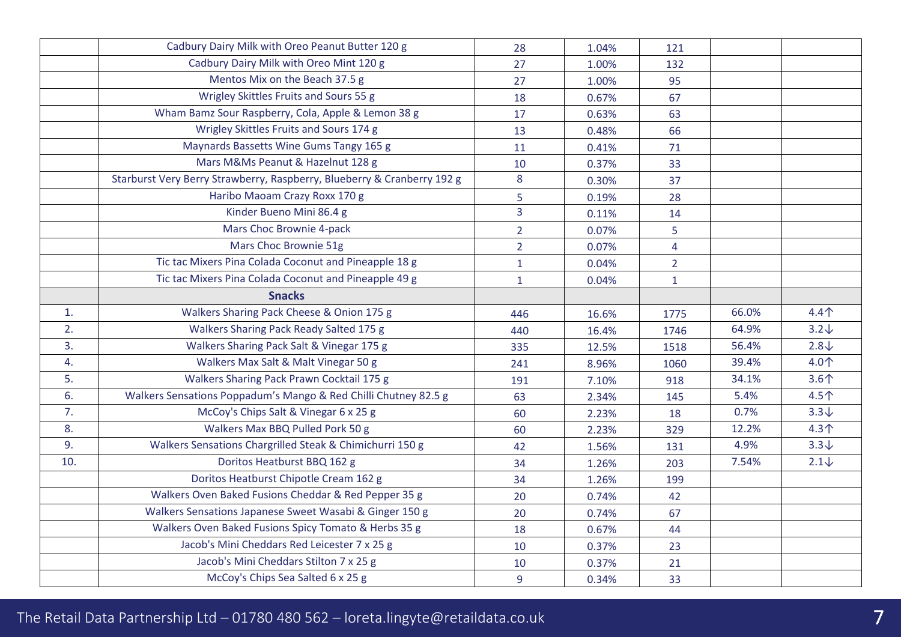| | | | | | | |
|---|---|---|---|---|---|---|
| | Cadbury Dairy Milk with Oreo Peanut Butter 120 g | 28 | 1.04% | 121 | | |
| | Cadbury Dairy Milk with Oreo Mint 120 g | 27 | 1.00% | 132 | | |
| | Mentos Mix on the Beach 37.5 g | 27 | 1.00% | 95 | | |
| | Wrigley Skittles Fruits and Sours 55 g | 18 | 0.67% | 67 | | |
| | Wham Bamz Sour Raspberry, Cola, Apple & Lemon 38 g | 17 | 0.63% | 63 | | |
| | Wrigley Skittles Fruits and Sours 174 g | 13 | 0.48% | 66 | | |
| | Maynards Bassetts Wine Gums Tangy 165 g | 11 | 0.41% | 71 | | |
| | Mars M&Ms Peanut & Hazelnut 128 g | 10 | 0.37% | 33 | | |
| | Starburst Very Berry Strawberry, Raspberry, Blueberry & Cranberry 192 g | 8 | 0.30% | 37 | | |
| | Haribo Maoam Crazy Roxx 170 g | 5 | 0.19% | 28 | | |
| | Kinder Bueno Mini 86.4 g | 3 | 0.11% | 14 | | |
| | Mars Choc Brownie 4-pack | 2 | 0.07% | 5 | | |
| | Mars Choc Brownie 51g | 2 | 0.07% | 4 | | |
| | Tic tac Mixers Pina Colada Coconut and Pineapple 18 g | 1 | 0.04% | 2 | | |
| | Tic tac Mixers Pina Colada Coconut and Pineapple 49 g | 1 | 0.04% | 1 | | |
| | **Snacks** | | | | | |
| 1. | Walkers Sharing Pack Cheese & Onion 175 g | 446 | 16.6% | 1775 | 66.0% | 4.4↑ |
| 2. | Walkers Sharing Pack Ready Salted 175 g | 440 | 16.4% | 1746 | 64.9% | 3.2↓ |
| 3. | Walkers Sharing Pack Salt & Vinegar 175 g | 335 | 12.5% | 1518 | 56.4% | 2.8↓ |
| 4. | Walkers Max Salt & Malt Vinegar 50 g | 241 | 8.96% | 1060 | 39.4% | 4.0↑ |
| 5. | Walkers Sharing Pack Prawn Cocktail 175 g | 191 | 7.10% | 918 | 34.1% | 3.6↑ |
| 6. | Walkers Sensations Poppadum's Mango & Red Chilli Chutney 82.5 g | 63 | 2.34% | 145 | 5.4% | 4.5↑ |
| 7. | McCoy's Chips Salt & Vinegar 6 x 25 g | 60 | 2.23% | 18 | 0.7% | 3.3↓ |
| 8. | Walkers Max BBQ Pulled Pork 50 g | 60 | 2.23% | 329 | 12.2% | 4.3↑ |
| 9. | Walkers Sensations Chargrilled Steak & Chimichurri 150 g | 42 | 1.56% | 131 | 4.9% | 3.3↓ |
| 10. | Doritos Heatburst BBQ 162 g | 34 | 1.26% | 203 | 7.54% | 2.1↓ |
| | Doritos Heatburst Chipotle Cream 162 g | 34 | 1.26% | 199 | | |
| | Walkers Oven Baked Fusions Cheddar & Red Pepper 35 g | 20 | 0.74% | 42 | | |
| | Walkers Sensations Japanese Sweet Wasabi & Ginger 150 g | 20 | 0.74% | 67 | | |
| | Walkers Oven Baked Fusions Spicy Tomato & Herbs 35 g | 18 | 0.67% | 44 | | |
| | Jacob's Mini Cheddars Red Leicester 7 x 25 g | 10 | 0.37% | 23 | | |
| | Jacob's Mini Cheddars Stilton 7 x 25 g | 10 | 0.37% | 21 | | |
| | McCoy's Chips Sea Salted 6 x 25 g | 9 | 0.34% | 33 | | |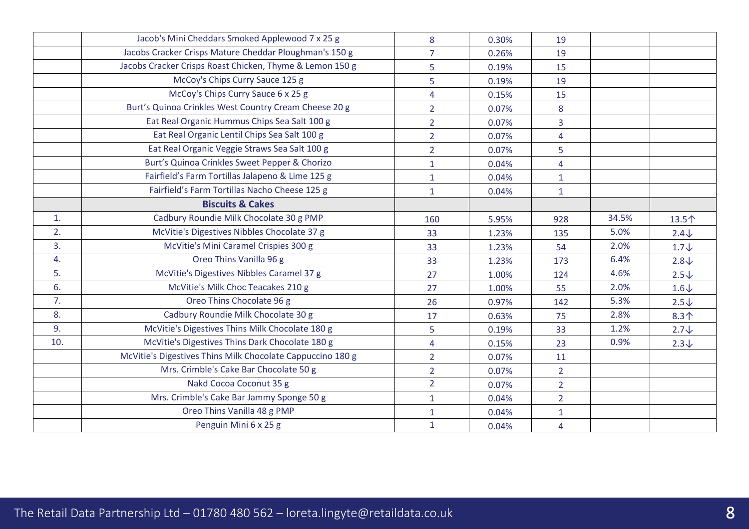| | | | | | | |
|---|---|---|---|---|---|---|
| | Jacob's Mini Cheddars Smoked Applewood 7 x 25 g | 8 | 0.30% | 19 | | |
| | Jacobs Cracker Crisps Mature Cheddar Ploughman's 150 g | 7 | 0.26% | 19 | | |
| | Jacobs Cracker Crisps Roast Chicken, Thyme & Lemon 150 g | 5 | 0.19% | 15 | | |
| | McCoy's Chips Curry Sauce 125 g | 5 | 0.19% | 19 | | |
| | McCoy's Chips Curry Sauce 6 x 25 g | 4 | 0.15% | 15 | | |
| | Burt's Quinoa Crinkles West Country Cream Cheese 20 g | 2 | 0.07% | 8 | | |
| | Eat Real Organic Hummus Chips Sea Salt 100 g | 2 | 0.07% | 3 | | |
| | Eat Real Organic Lentil Chips Sea Salt 100 g | 2 | 0.07% | 4 | | |
| | Eat Real Organic Veggie Straws Sea Salt 100 g | 2 | 0.07% | 5 | | |
| | Burt's Quinoa Crinkles Sweet Pepper & Chorizo | 1 | 0.04% | 4 | | |
| | Fairfield's Farm Tortillas Jalapeno & Lime 125 g | 1 | 0.04% | 1 | | |
| | Fairfield's Farm Tortillas Nacho Cheese 125 g | 1 | 0.04% | 1 | | |
| | **Biscuits & Cakes** | | | | | |
| 1. | Cadbury Roundie Milk Chocolate 30 g PMP | 160 | 5.95% | 928 | 34.5% | 13.5↑ |
| 2. | McVitie's Digestives Nibbles Chocolate 37 g | 33 | 1.23% | 135 | 5.0% | 2.4↓ |
| 3. | McVitie's Mini Caramel Crispies 300 g | 33 | 1.23% | 54 | 2.0% | 1.7↓ |
| 4. | Oreo Thins Vanilla 96 g | 33 | 1.23% | 173 | 6.4% | 2.8↓ |
| 5. | McVitie's Digestives Nibbles Caramel 37 g | 27 | 1.00% | 124 | 4.6% | 2.5↓ |
| 6. | McVitie's Milk Choc Teacakes 210 g | 27 | 1.00% | 55 | 2.0% | 1.6↓ |
| 7. | Oreo Thins Chocolate 96 g | 26 | 0.97% | 142 | 5.3% | 2.5↓ |
| 8. | Cadbury Roundie Milk Chocolate 30 g | 17 | 0.63% | 75 | 2.8% | 8.3↑ |
| 9. | McVitie's Digestives Thins Milk Chocolate 180 g | 5 | 0.19% | 33 | 1.2% | 2.7↓ |
| 10. | McVitie's Digestives Thins Dark Chocolate 180 g | 4 | 0.15% | 23 | 0.9% | 2.3↓ |
| | McVitie's Digestives Thins Milk Chocolate Cappuccino 180 g | 2 | 0.07% | 11 | | |
| | Mrs. Crimble's Cake Bar Chocolate 50 g | 2 | 0.07% | 2 | | |
| | Nakd Cocoa Coconut 35 g | 2 | 0.07% | 2 | | |
| | Mrs. Crimble's Cake Bar Jammy Sponge 50 g | 1 | 0.04% | 2 | | |
| | Oreo Thins Vanilla 48 g PMP | 1 | 0.04% | 1 | | |
| | Penguin Mini 6 x 25 g | 1 | 0.04% | 4 | | |

The Retail Data Partnership Ltd – 01780 480 562 – loreta.lingyte@retaildata.co.uk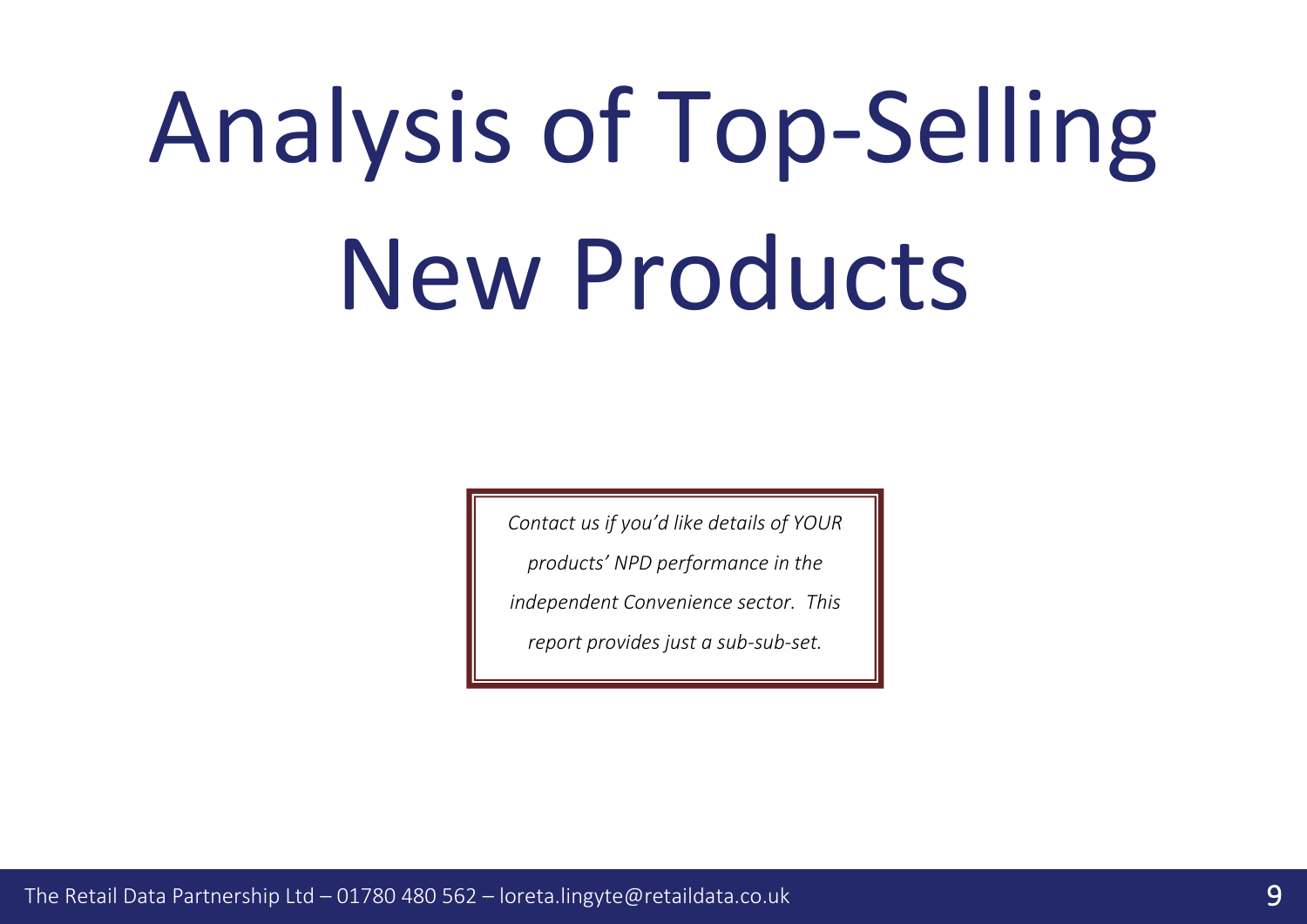# Analysis of Top-Selling New Products

*Contact us if you'd like details of YOUR products' NPD performance in the independent Convenience sector. This report provides just a sub-sub-set.*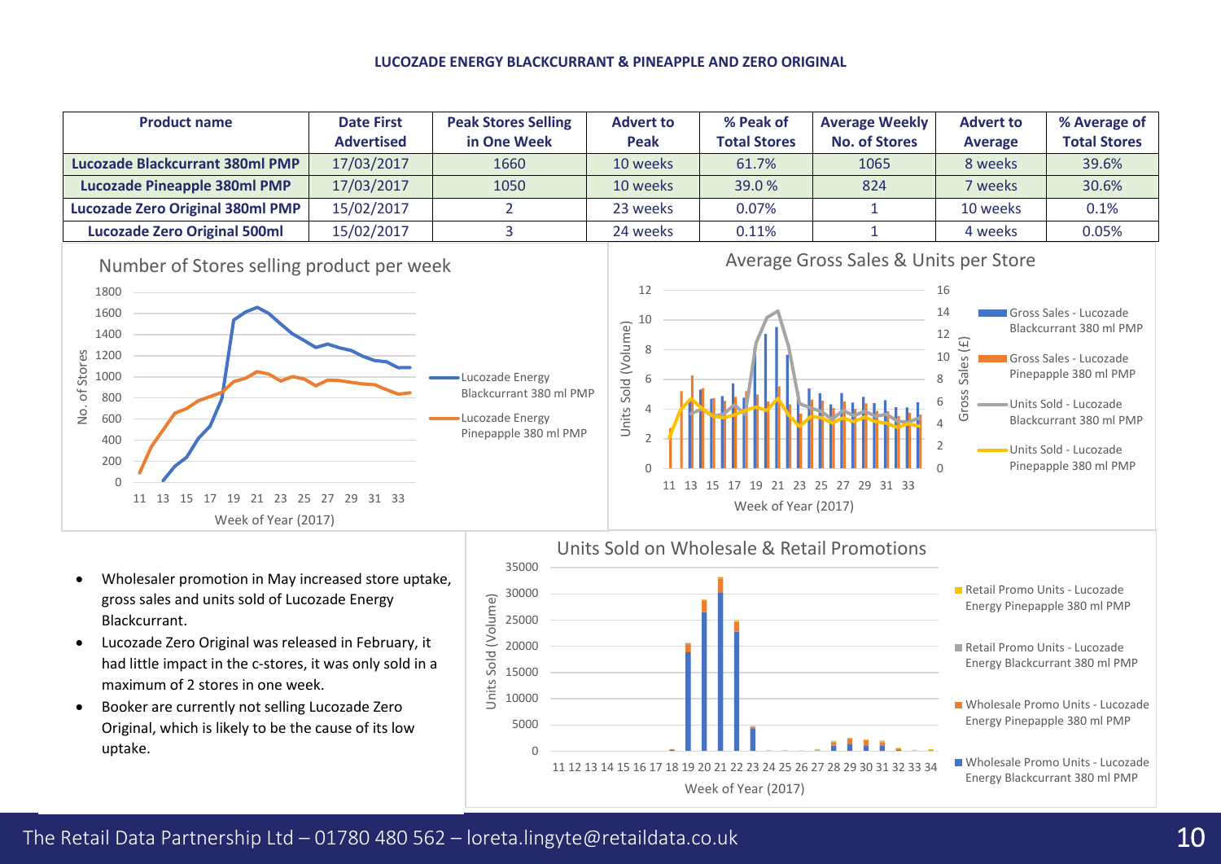## LUCOZADE ENERGY BLACKCURRANT & PINEAPPLE AND ZERO ORIGINAL

| Product name | Date First Advertised | Peak Stores Selling in One Week | Advert to Peak | % Peak of Total Stores | Average Weekly No. of Stores | Advert to Average | % Average of Total Stores |
|---|---|---|---|---|---|---|---|
| Lucozade Blackcurrant 380ml PMP | 17/03/2017 | 1660 | 10 weeks | 61.7% | 1065 | 8 weeks | 39.6% |
| Lucozade Pineapple 380ml PMP | 17/03/2017 | 1050 | 10 weeks | 39.0 % | 824 | 7 weeks | 30.6% |
| Lucozade Zero Original 380ml PMP | 15/02/2017 | 2 | 23 weeks | 0.07% | 1 | 10 weeks | 0.1% |
| Lucozade Zero Original 500ml | 15/02/2017 | 3 | 24 weeks | 0.11% | 1 | 4 weeks | 0.05% |

- Wholesaler promotion in May increased store uptake, gross sales and units sold of Lucozade Energy Blackcurrant.
- Lucozade Zero Original was released in February, it had little impact in the c-stores, it was only sold in a maximum of 2 stores in one week.
- Booker are currently not selling Lucozade Zero Original, which is likely to be the cause of its low uptake.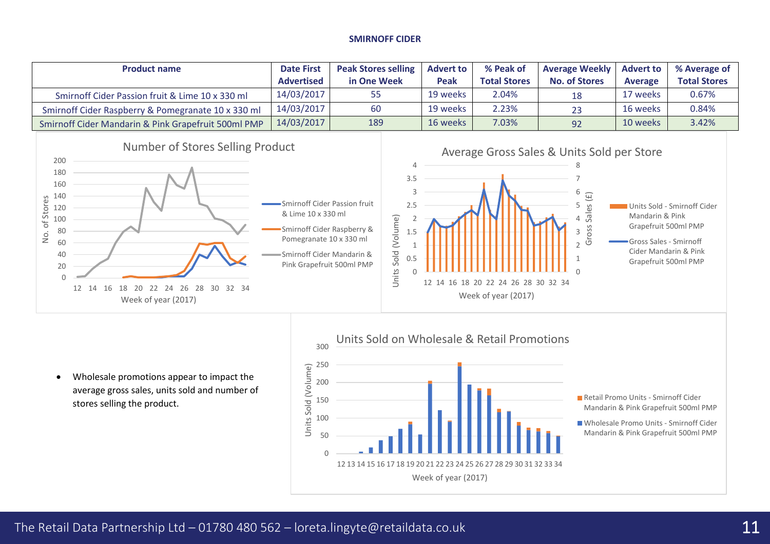# SMIRNOFF CIDER

| Product name | Date First Advertised | Peak Stores selling in One Week | Advert to Peak | % Peak of Total Stores | Average Weekly No. of Stores | Advert to Average | % Average of Total Stores |
|---|---|---|---|---|---|---|---|
| Smirnoff Cider Passion fruit & Lime 10 x 330 ml | 14/03/2017 | 55 | 19 weeks | 2.04% | 18 | 17 weeks | 0.67% |
| Smirnoff Cider Raspberry & Pomegranate 10 x 330 ml | 14/03/2017 | 60 | 19 weeks | 2.23% | 23 | 16 weeks | 0.84% |
| Smirnoff Cider Mandarin & Pink Grapefruit 500ml PMP | 14/03/2017 | 189 | 16 weeks | 7.03% | 92 | 10 weeks | 3.42% |

- Wholesale promotions appear to impact the average gross sales, units sold and number of stores selling the product.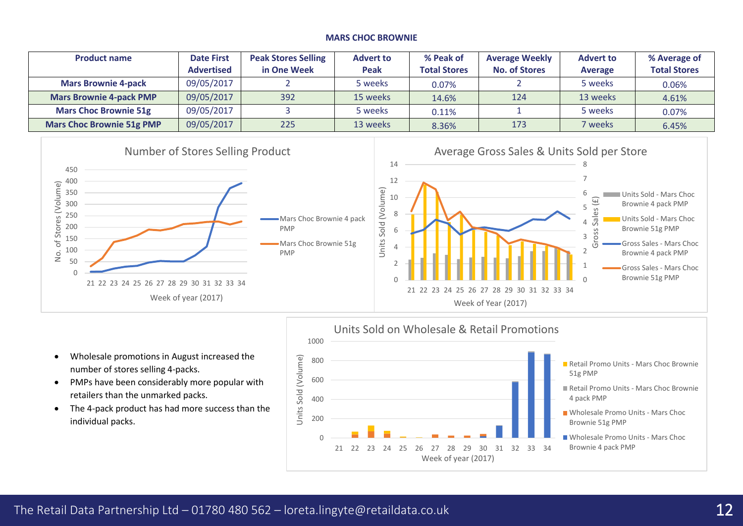## MARS CHOC BROWNIE

| Product name | Date First Advertised | Peak Stores Selling in One Week | Advert to Peak | % Peak of Total Stores | Average Weekly No. of Stores | Advert to Average | % Average of Total Stores |
|---|---|---|---|---|---|---|---|
| Mars Brownie 4-pack | 09/05/2017 | 2 | 5 weeks | 0.07% | 2 | 5 weeks | 0.06% |
| Mars Brownie 4-pack PMP | 09/05/2017 | 392 | 15 weeks | 14.6% | 124 | 13 weeks | 4.61% |
| Mars Choc Brownie 51g | 09/05/2017 | 3 | 5 weeks | 0.11% | 1 | 5 weeks | 0.07% |
| Mars Choc Brownie 51g PMP | 09/05/2017 | 225 | 13 weeks | 8.36% | 173 | 7 weeks | 6.45% |

- Wholesale promotions in August increased the number of stores selling 4-packs.
- PMPs have been considerably more popular with retailers than the unmarked packs.
- The 4-pack product has had more success than the individual packs.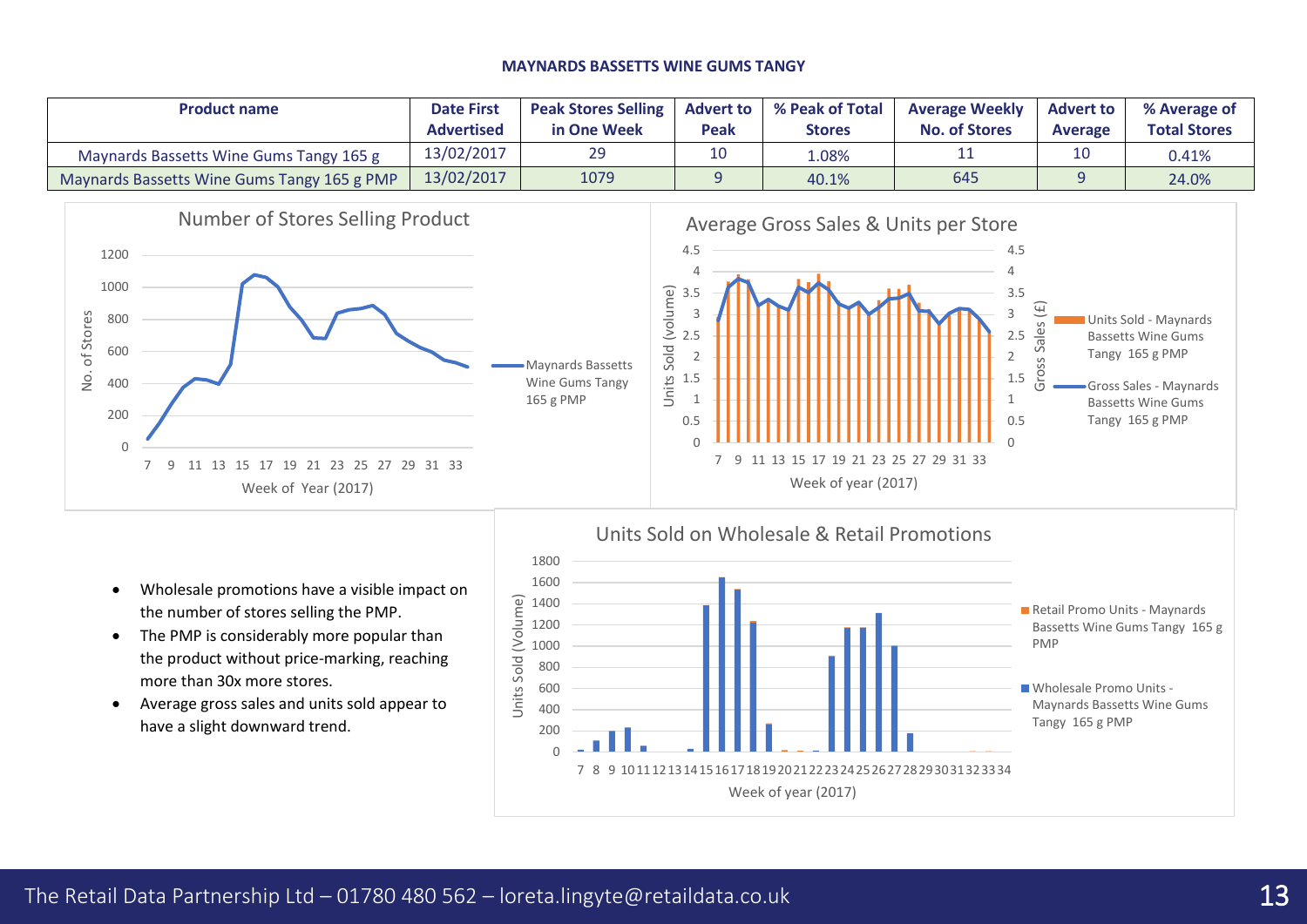## MAYNARDS BASSETTS WINE GUMS TANGY

| Product name | Date First Advertised | Peak Stores Selling in One Week | Advert to Peak | % Peak of Total Stores | Average Weekly No. of Stores | Advert to Average | % Average of Total Stores |
|---|---|---|---|---|---|---|---|
| Maynards Bassetts Wine Gums Tangy 165 g | 13/02/2017 | 29 | 10 | 1.08% | 11 | 10 | 0.41% |
| Maynards Bassetts Wine Gums Tangy 165 g PMP | 13/02/2017 | 1079 | 9 | 40.1% | 645 | 9 | 24.0% |

- Wholesale promotions have a visible impact on the number of stores selling the PMP.
- The PMP is considerably more popular than the product without price-marking, reaching more than 30x more stores.
- Average gross sales and units sold appear to have a slight downward trend.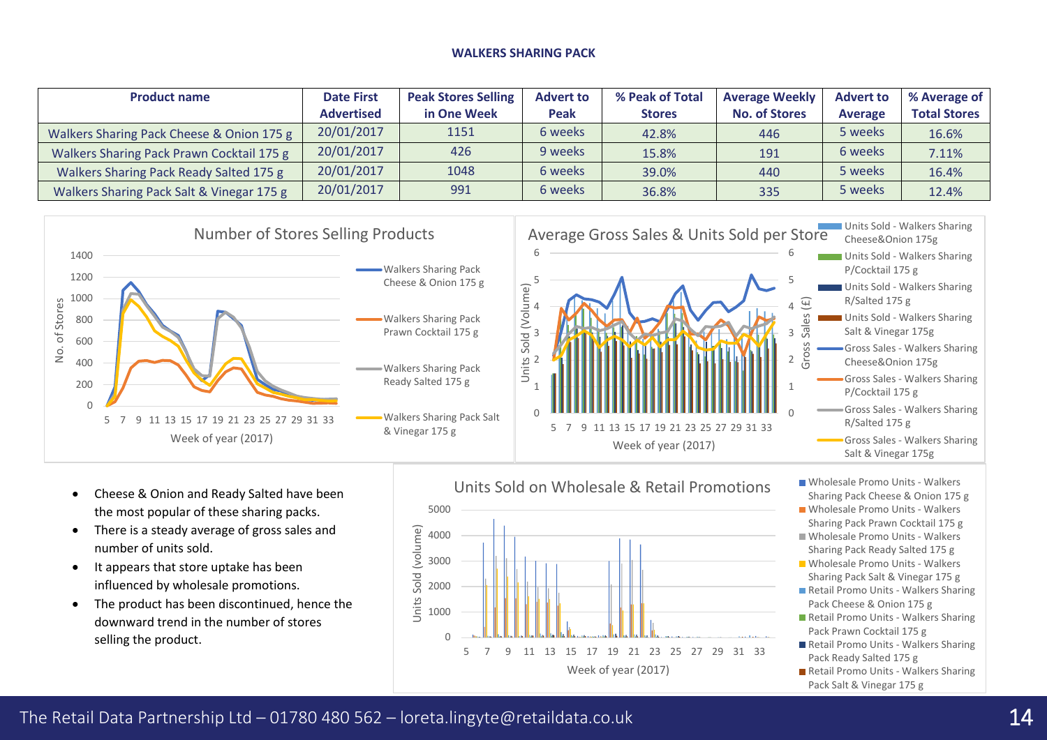## WALKERS SHARING PACK

| Product name | Date First Advertised | Peak Stores Selling in One Week | Advert to Peak | % Peak of Total Stores | Average Weekly No. of Stores | Advert to Average | % Average of Total Stores |
|---|---|---|---|---|---|---|---|
| Walkers Sharing Pack Cheese & Onion 175 g | 20/01/2017 | 1151 | 6 weeks | 42.8% | 446 | 5 weeks | 16.6% |
| Walkers Sharing Pack Prawn Cocktail 175 g | 20/01/2017 | 426 | 9 weeks | 15.8% | 191 | 6 weeks | 7.11% |
| Walkers Sharing Pack Ready Salted 175 g | 20/01/2017 | 1048 | 6 weeks | 39.0% | 440 | 5 weeks | 16.4% |
| Walkers Sharing Pack Salt & Vinegar 175 g | 20/01/2017 | 991 | 6 weeks | 36.8% | 335 | 5 weeks | 12.4% |

- Cheese & Onion and Ready Salted have been the most popular of these sharing packs.
- There is a steady average of gross sales and number of units sold.
- It appears that store uptake has been influenced by wholesale promotions.
- The product has been discontinued, hence the downward trend in the number of stores selling the product.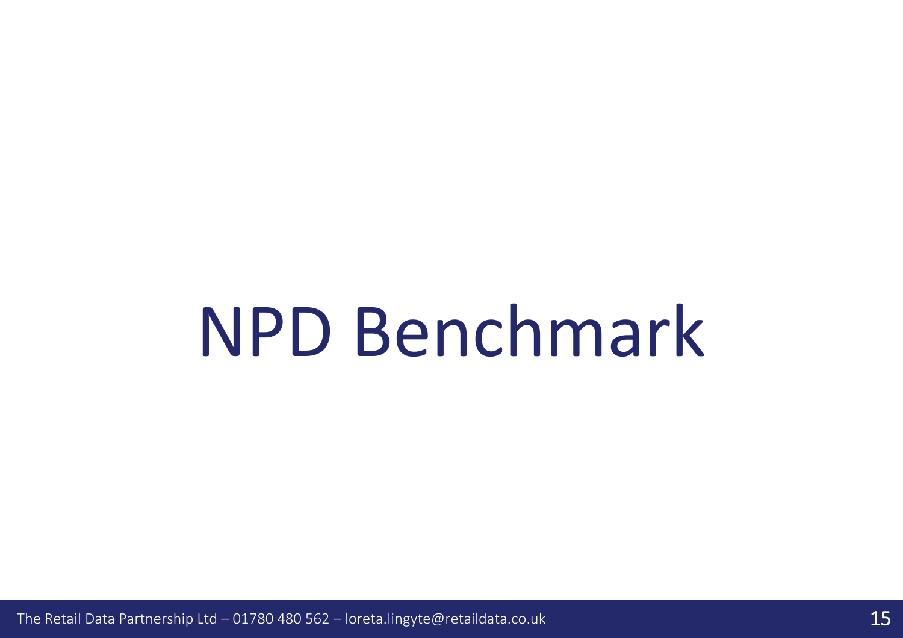# NPD Benchmark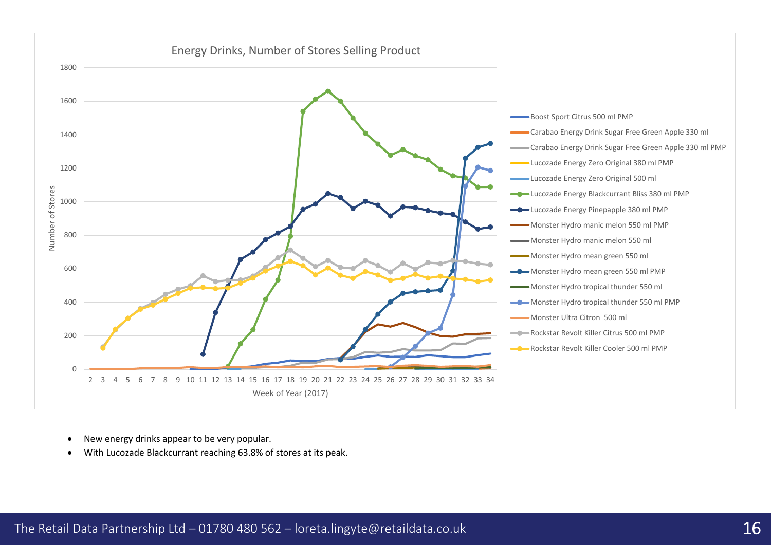Energy Drinks, Number of Stores Selling Product

- New energy drinks appear to be very popular.
- With Lucozade Blackcurrant reaching 63.8% of stores at its peak.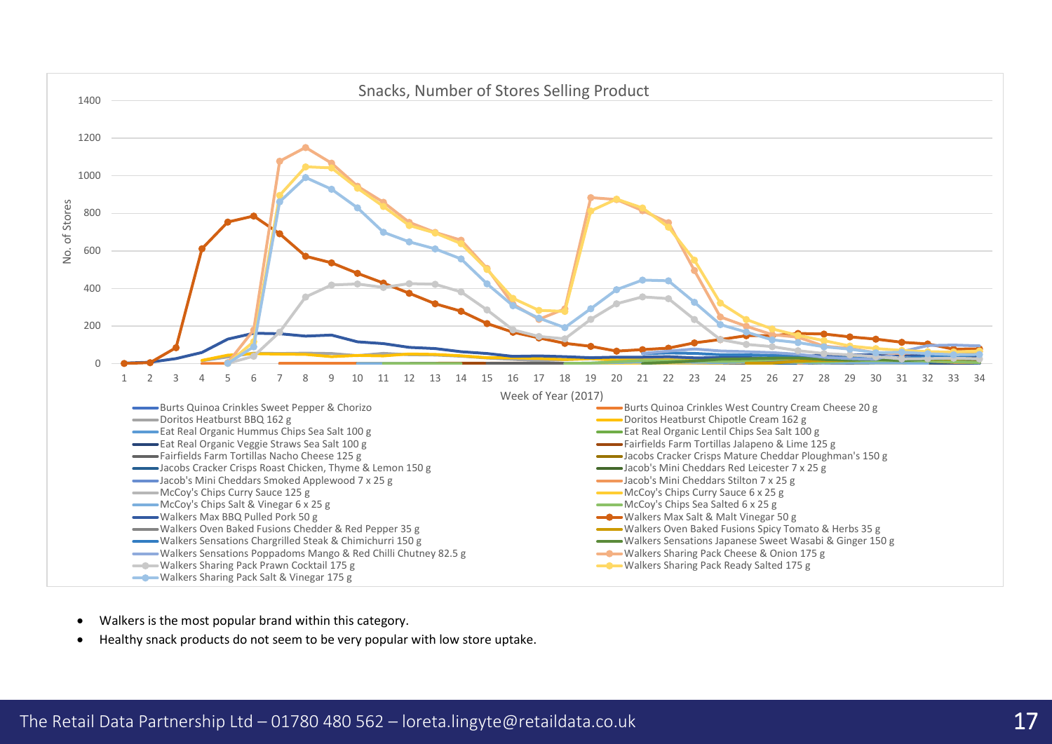Snacks, Number of Stores Selling Product

No. of Stores

1400
1200
1000
800
600
400
200
0

1 2 3 4 5 6 7 8 9 10 11 12 13 14 15 16 17 18 19 20 21 22 23 24 25 26 27 28 29 30 31 32 33 34

Week of Year (2017)

Burts Quinoa Crinkles Sweet Pepper & Chorizo
Burts Quinoa Crinkles West Country Cream Cheese 20 g
Doritos Heatburst BBQ 162 g
Doritos Heatburst Chipotle Cream 162 g
Eat Real Organic Hummus Chips Sea Salt 100 g
Eat Real Organic Lentil Chips Sea Salt 100 g
Eat Real Organic Veggie Straws Sea Salt 100 g
Fairfields Farm Tortillas Jalapeno & Lime 125 g
Fairfields Farm Tortillas Nacho Cheese 125 g
Jacobs Cracker Crisps Mature Cheddar Ploughman's 150 g
Jacobs Cracker Crisps Roast Chicken, Thyme & Lemon 150 g
Jacob's Mini Cheddars Red Leicester 7 x 25 g
Jacob's Mini Cheddars Smoked Applewood 7 x 25 g
Jacob's Mini Cheddars Stilton 7 x 25 g
McCoy's Chips Curry Sauce 125 g
McCoy's Chips Curry Sauce 6 x 25 g
McCoy's Chips Salt & Vinegar 6 x 25 g
McCoy's Chips Sea Salted 6 x 25 g
Walkers Max BBQ Pulled Pork 50 g
Walkers Max Salt & Malt Vinegar 50 g
Walkers Oven Baked Fusions Chedder & Red Pepper 35 g
Walkers Oven Baked Fusions Spicy Tomato & Herbs 35 g
Walkers Sensations Chargrilled Steak & Chimichurri 150 g
Walkers Sensations Japanese Sweet Wasabi & Ginger 150 g
Walkers Sensations Poppadoms Mango & Red Chilli Chutney 82.5 g
Walkers Sharing Pack Cheese & Onion 175 g
Walkers Sharing Pack Prawn Cocktail 175 g
Walkers Sharing Pack Ready Salted 175 g
Walkers Sharing Pack Salt & Vinegar 175 g

- Walkers is the most popular brand within this category.
- Healthy snack products do not seem to be very popular with low store uptake.